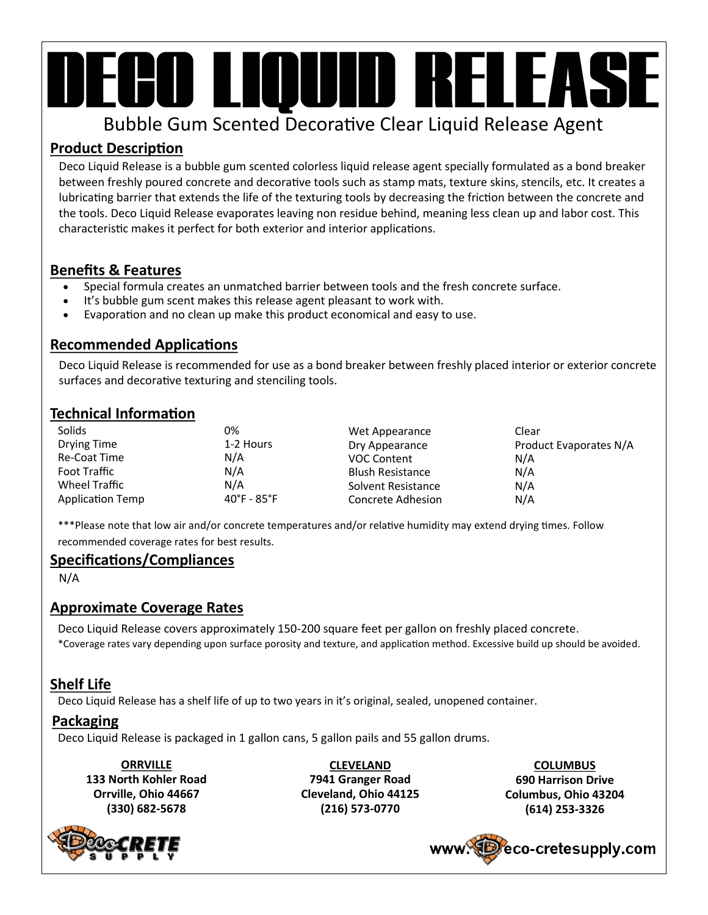# DECO LIQUID RELEASE

Bubble Gum Scented Decorative Clear Liquid Release Agent

## Product Description

Deco Liquid Release is a bubble gum scented colorless liquid release agent specially formulated as a bond breaker between freshly poured concrete and decorative tools such as stamp mats, texture skins, stencils, etc. It creates a lubricating barrier that extends the life of the texturing tools by decreasing the friction between the concrete and the tools. Deco Liquid Release evaporates leaving non residue behind, meaning less clean up and labor cost. This characteristic makes it perfect for both exterior and interior applications.

## Benefits & Features

- Special formula creates an unmatched barrier between tools and the fresh concrete surface.
- It's bubble gum scent makes this release agent pleasant to work with.
- Evaporation and no clean up make this product economical and easy to use.

## Recommended Applications

Deco Liquid Release is recommended for use as a bond breaker between freshly placed interior or exterior concrete surfaces and decorative texturing and stenciling tools.

## Technical Information

| | | | |
|---|---|---|---|
| Solids | 0% | Wet Appearance | Clear |
| Drying Time | 1-2 Hours | Dry Appearance | Product Evaporates N/A |
| Re-Coat Time | N/A | VOC Content | N/A |
| Foot Traffic | N/A | Blush Resistance | N/A |
| Wheel Traffic | N/A | Solvent Resistance | N/A |
| Application Temp | 40°F - 85°F | Concrete Adhesion | N/A |

***Please note that low air and/or concrete temperatures and/or relative humidity may extend drying times. Follow recommended coverage rates for best results.

## Specifications/Compliances

N/A

## Approximate Coverage Rates

Deco Liquid Release covers approximately 150-200 square feet per gallon on freshly placed concrete.

*Coverage rates vary depending upon surface porosity and texture, and application method. Excessive build up should be avoided.

## Shelf Life

Deco Liquid Release has a shelf life of up to two years in it's original, sealed, unopened container.

## Packaging

Deco Liquid Release is packaged in 1 gallon cans, 5 gallon pails and 55 gallon drums.

**ORRVILLE**
**133 North Kohler Road**
**Orrville, Ohio 44667**
**(330) 682-5678**

**CLEVELAND**
**7941 Granger Road**
**Cleveland, Ohio 44125**
**(216) 573-0770**

**COLUMBUS**
**690 Harrison Drive**
**Columbus, Ohio 43204**
**(614) 253-3326**

DecoCRETE SUPPLY

www.deco-cretesupply.com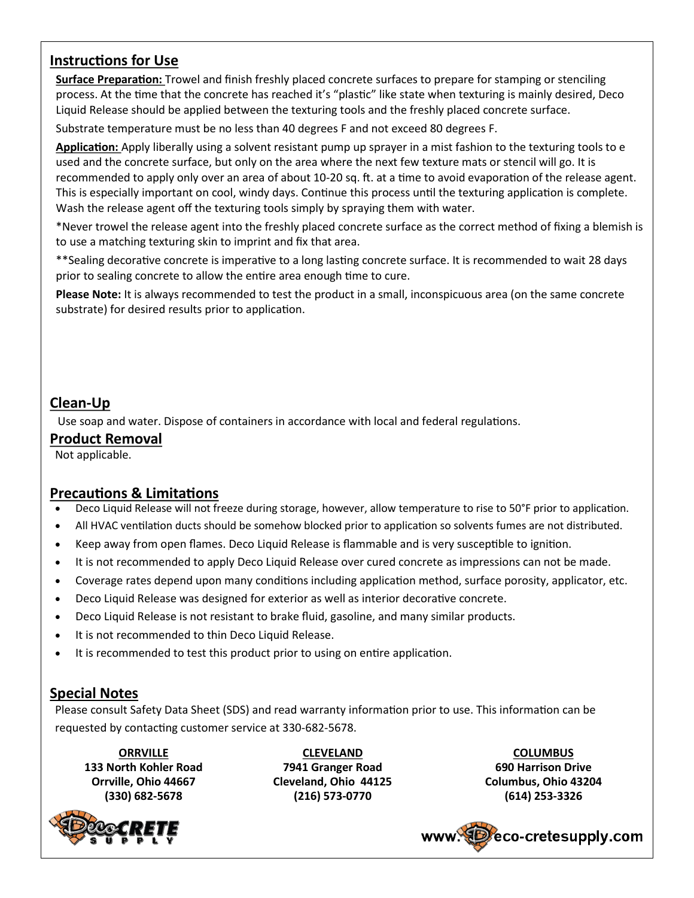## Instructions for Use

**Surface Preparation:** Trowel and finish freshly placed concrete surfaces to prepare for stamping or stenciling process. At the time that the concrete has reached it's "plastic" like state when texturing is mainly desired, Deco Liquid Release should be applied between the texturing tools and the freshly placed concrete surface.

Substrate temperature must be no less than 40 degrees F and not exceed 80 degrees F.

**Application:** Apply liberally using a solvent resistant pump up sprayer in a mist fashion to the texturing tools to e used and the concrete surface, but only on the area where the next few texture mats or stencil will go. It is recommended to apply only over an area of about 10-20 sq. ft. at a time to avoid evaporation of the release agent. This is especially important on cool, windy days. Continue this process until the texturing application is complete. Wash the release agent off the texturing tools simply by spraying them with water.

*Never trowel the release agent into the freshly placed concrete surface as the correct method of fixing a blemish is to use a matching texturing skin to imprint and fix that area.

**Sealing decorative concrete is imperative to a long lasting concrete surface. It is recommended to wait 28 days prior to sealing concrete to allow the entire area enough time to cure.

**Please Note:** It is always recommended to test the product in a small, inconspicuous area (on the same concrete substrate) for desired results prior to application.

## Clean-Up

Use soap and water. Dispose of containers in accordance with local and federal regulations.

## Product Removal

Not applicable.

## Precautions & Limitations

- Deco Liquid Release will not freeze during storage, however, allow temperature to rise to 50°F prior to application.
- All HVAC ventilation ducts should be somehow blocked prior to application so solvents fumes are not distributed.
- Keep away from open flames. Deco Liquid Release is flammable and is very susceptible to ignition.
- It is not recommended to apply Deco Liquid Release over cured concrete as impressions can not be made.
- Coverage rates depend upon many conditions including application method, surface porosity, applicator, etc.
- Deco Liquid Release was designed for exterior as well as interior decorative concrete.
- Deco Liquid Release is not resistant to brake fluid, gasoline, and many similar products.
- It is not recommended to thin Deco Liquid Release.
- It is recommended to test this product prior to using on entire application.

## Special Notes

Please consult Safety Data Sheet (SDS) and read warranty information prior to use. This information can be requested by contacting customer service at 330-682-5678.

**ORRVILLE**
**133 North Kohler Road**
**Orrville, Ohio 44667**
**(330) 682-5678**

**CLEVELAND**
**7941 Granger Road**
**Cleveland, Ohio 44125**
**(216) 573-0770**

**COLUMBUS**
**690 Harrison Drive**
**Columbus, Ohio 43204**
**(614) 253-3326**

DecoCRETE SUPPLY

www.deco-cretesupply.com